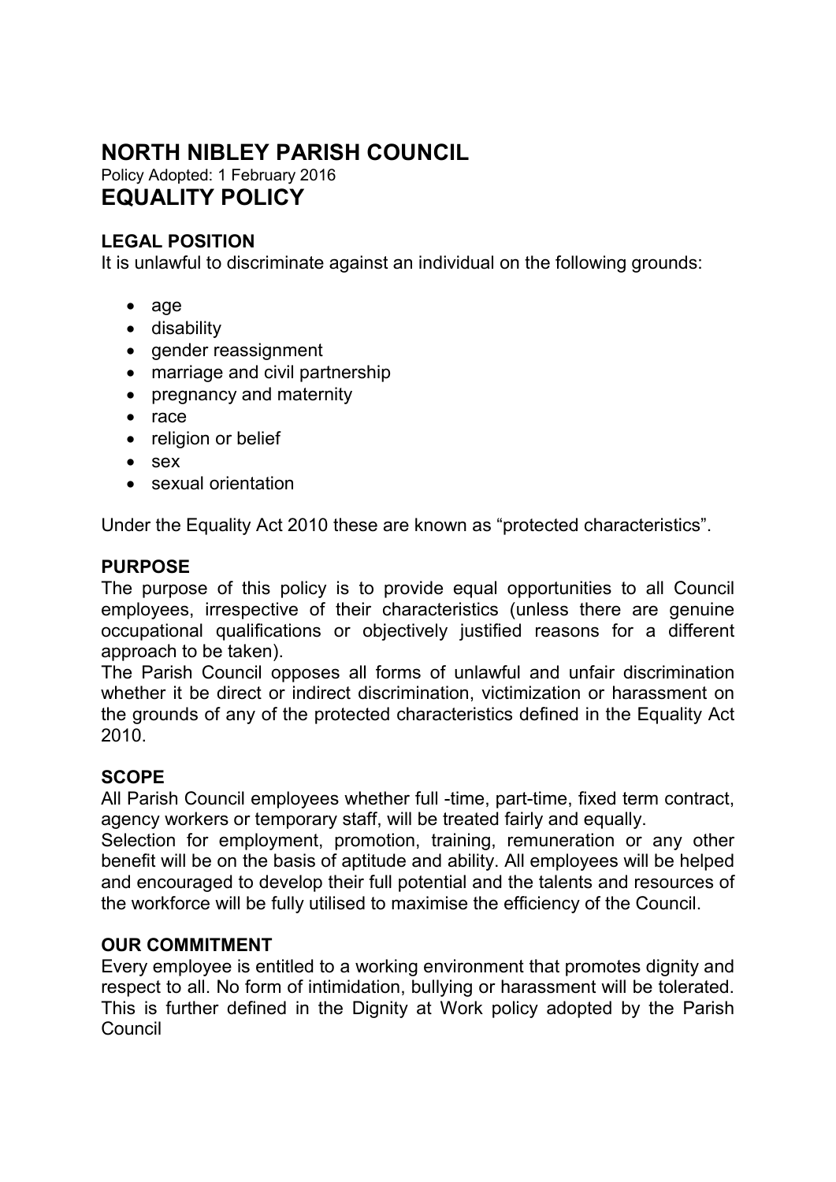# NORTH NIBLEY PARISH COUNCIL

Policy Adopted: 1 February 2016

# EQUALITY POLICY

## LEGAL POSITION

It is unlawful to discriminate against an individual on the following grounds:

- age
- disability
- gender reassignment
- marriage and civil partnership
- pregnancy and maternity
- race
- religion or belief
- sex
- sexual orientation

Under the Equality Act 2010 these are known as "protected characteristics".

## PURPOSE

The purpose of this policy is to provide equal opportunities to all Council employees, irrespective of their characteristics (unless there are genuine occupational qualifications or objectively justified reasons for a different approach to be taken).

The Parish Council opposes all forms of unlawful and unfair discrimination whether it be direct or indirect discrimination, victimization or harassment on the grounds of any of the protected characteristics defined in the Equality Act 2010.

## SCOPE

All Parish Council employees whether full -time, part-time, fixed term contract, agency workers or temporary staff, will be treated fairly and equally.

Selection for employment, promotion, training, remuneration or any other benefit will be on the basis of aptitude and ability. All employees will be helped and encouraged to develop their full potential and the talents and resources of the workforce will be fully utilised to maximise the efficiency of the Council.

## OUR COMMITMENT

Every employee is entitled to a working environment that promotes dignity and respect to all. No form of intimidation, bullying or harassment will be tolerated. This is further defined in the Dignity at Work policy adopted by the Parish Council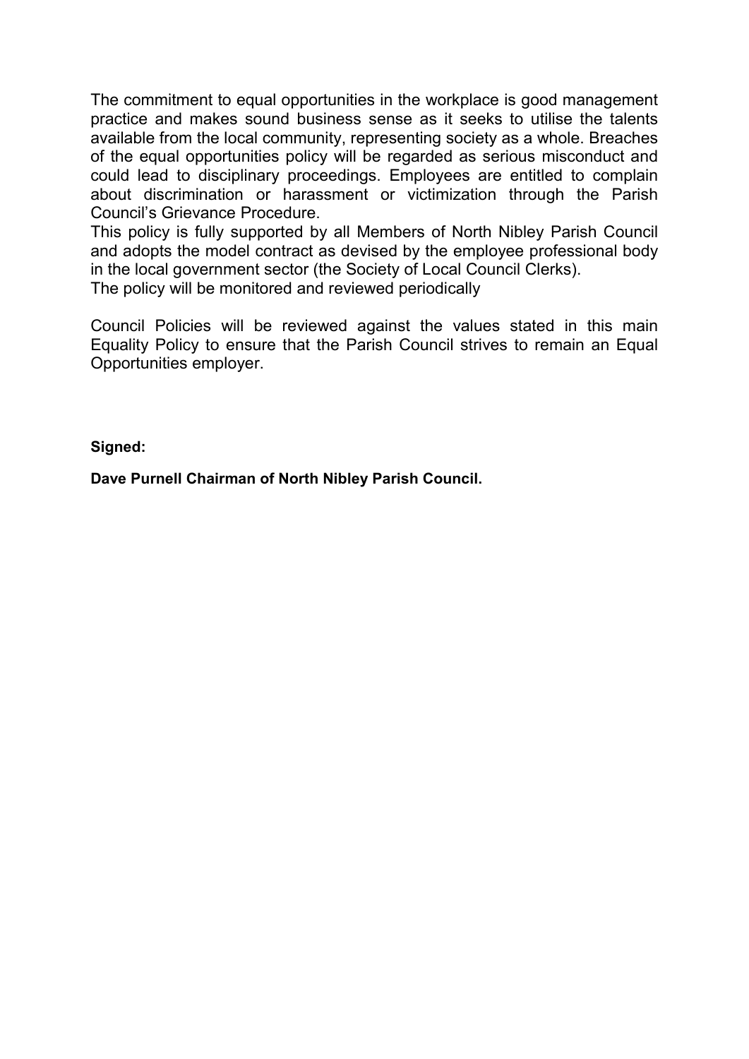The commitment to equal opportunities in the workplace is good management practice and makes sound business sense as it seeks to utilise the talents available from the local community, representing society as a whole. Breaches of the equal opportunities policy will be regarded as serious misconduct and could lead to disciplinary proceedings. Employees are entitled to complain about discrimination or harassment or victimization through the Parish Council's Grievance Procedure.
This policy is fully supported by all Members of North Nibley Parish Council and adopts the model contract as devised by the employee professional body in the local government sector (the Society of Local Council Clerks).
The policy will be monitored and reviewed periodically

Council Policies will be reviewed against the values stated in this main Equality Policy to ensure that the Parish Council strives to remain an Equal Opportunities employer.

**Signed:**

**Dave Purnell Chairman of North Nibley Parish Council.**